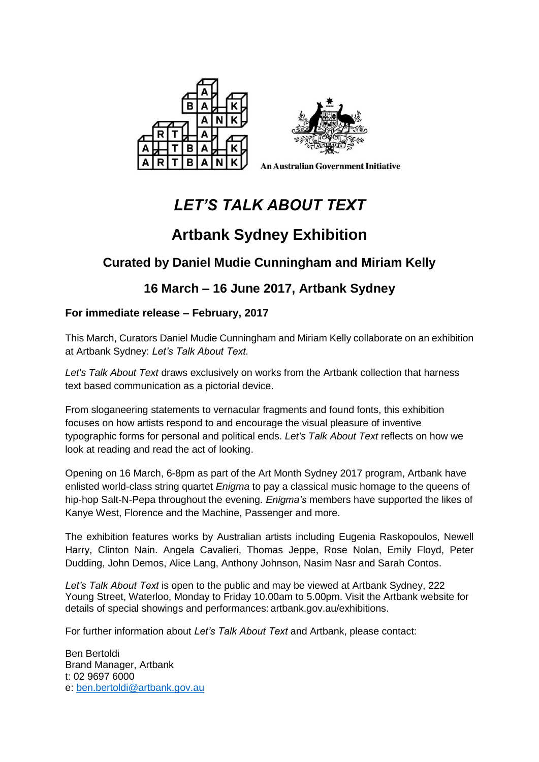An Australian Government Initiative

# *LET'S TALK ABOUT TEXT*

## Artbank Sydney Exhibition

### Curated by Daniel Mudie Cunningham and Miriam Kelly

### 16 March – 16 June 2017, Artbank Sydney

**For immediate release – February, 2017**

This March, Curators Daniel Mudie Cunningham and Miriam Kelly collaborate on an exhibition at Artbank Sydney: *Let's Talk About Text.*

*Let's Talk About Text* draws exclusively on works from the Artbank collection that harness text based communication as a pictorial device.

From sloganeering statements to vernacular fragments and found fonts, this exhibition focuses on how artists respond to and encourage the visual pleasure of inventive typographic forms for personal and political ends. *Let's Talk About Text* reflects on how we look at reading and read the act of looking.

Opening on 16 March, 6-8pm as part of the Art Month Sydney 2017 program, Artbank have enlisted world-class string quartet *Enigma* to pay a classical music homage to the queens of hip-hop Salt-N-Pepa throughout the evening. *Enigma's* members have supported the likes of Kanye West, Florence and the Machine, Passenger and more.

The exhibition features works by Australian artists including Eugenia Raskopoulos, Newell Harry, Clinton Nain. Angela Cavalieri, Thomas Jeppe, Rose Nolan, Emily Floyd, Peter Dudding, John Demos, Alice Lang, Anthony Johnson, Nasim Nasr and Sarah Contos.

*Let's Talk About Text* is open to the public and may be viewed at Artbank Sydney, 222 Young Street, Waterloo, Monday to Friday 10.00am to 5.00pm. Visit the Artbank website for details of special showings and performances: artbank.gov.au/exhibitions.

For further information about *Let's Talk About Text* and Artbank, please contact:

Ben Bertoldi  
Brand Manager, Artbank  
t: 02 9697 6000  
e: ben.bertoldi@artbank.gov.au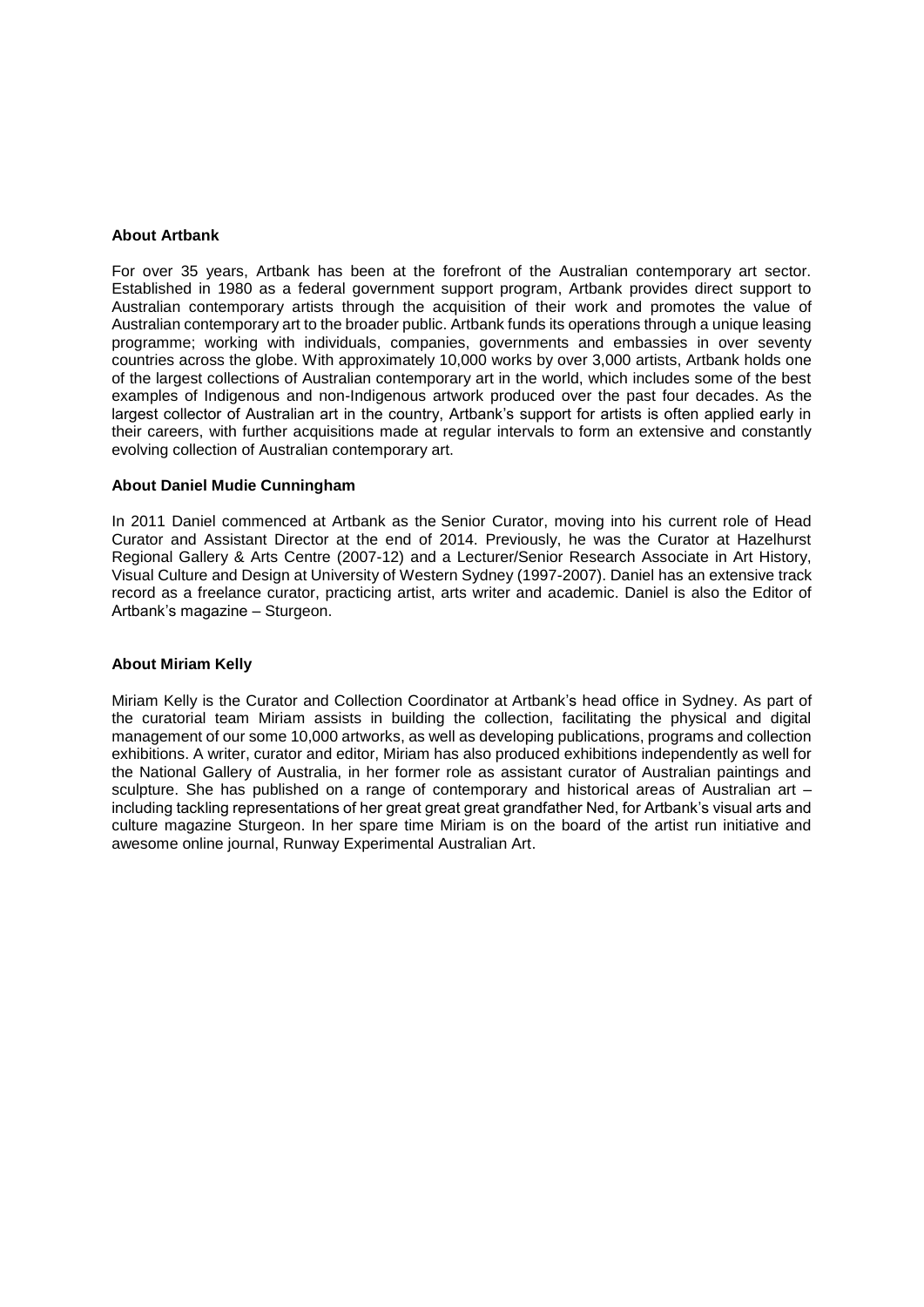**About Artbank**

For over 35 years, Artbank has been at the forefront of the Australian contemporary art sector. Established in 1980 as a federal government support program, Artbank provides direct support to Australian contemporary artists through the acquisition of their work and promotes the value of Australian contemporary art to the broader public. Artbank funds its operations through a unique leasing programme; working with individuals, companies, governments and embassies in over seventy countries across the globe. With approximately 10,000 works by over 3,000 artists, Artbank holds one of the largest collections of Australian contemporary art in the world, which includes some of the best examples of Indigenous and non-Indigenous artwork produced over the past four decades. As the largest collector of Australian art in the country, Artbank's support for artists is often applied early in their careers, with further acquisitions made at regular intervals to form an extensive and constantly evolving collection of Australian contemporary art.

**About Daniel Mudie Cunningham**

In 2011 Daniel commenced at Artbank as the Senior Curator, moving into his current role of Head Curator and Assistant Director at the end of 2014. Previously, he was the Curator at Hazelhurst Regional Gallery & Arts Centre (2007-12) and a Lecturer/Senior Research Associate in Art History, Visual Culture and Design at University of Western Sydney (1997-2007). Daniel has an extensive track record as a freelance curator, practicing artist, arts writer and academic. Daniel is also the Editor of Artbank's magazine – Sturgeon.

**About Miriam Kelly**

Miriam Kelly is the Curator and Collection Coordinator at Artbank's head office in Sydney. As part of the curatorial team Miriam assists in building the collection, facilitating the physical and digital management of our some 10,000 artworks, as well as developing publications, programs and collection exhibitions. A writer, curator and editor, Miriam has also produced exhibitions independently as well for the National Gallery of Australia, in her former role as assistant curator of Australian paintings and sculpture. She has published on a range of contemporary and historical areas of Australian art – including tackling representations of her great great great grandfather Ned, for Artbank's visual arts and culture magazine Sturgeon. In her spare time Miriam is on the board of the artist run initiative and awesome online journal, Runway Experimental Australian Art.